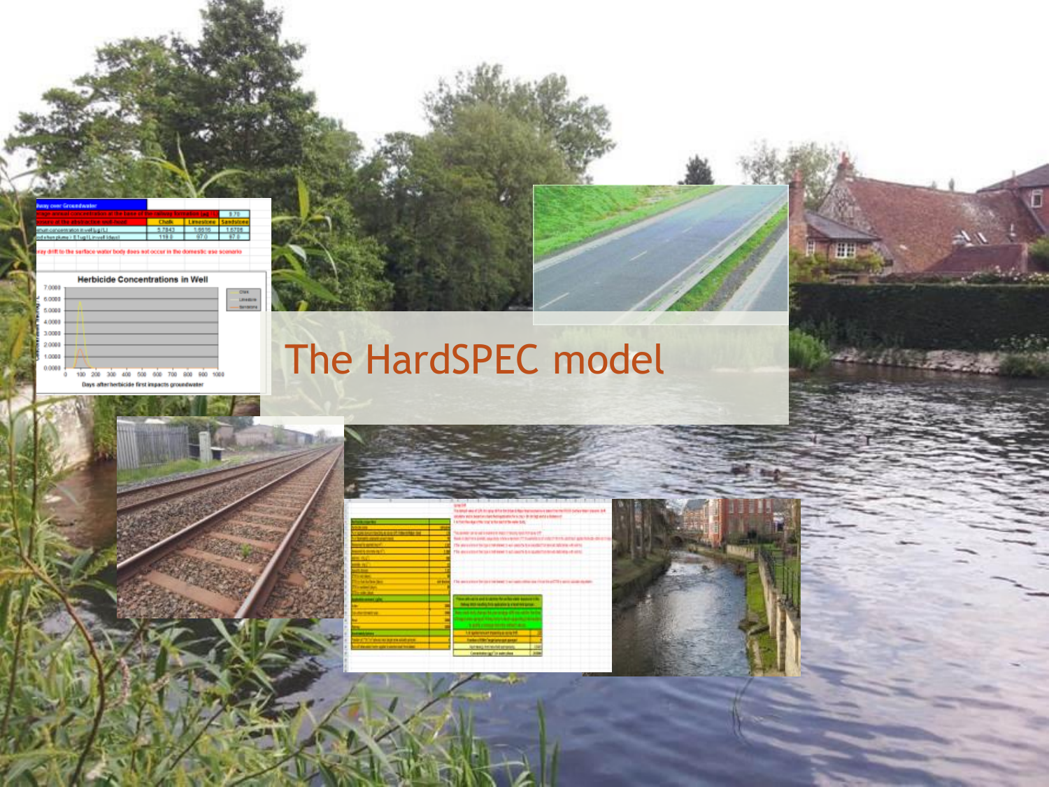# The HardSPEC model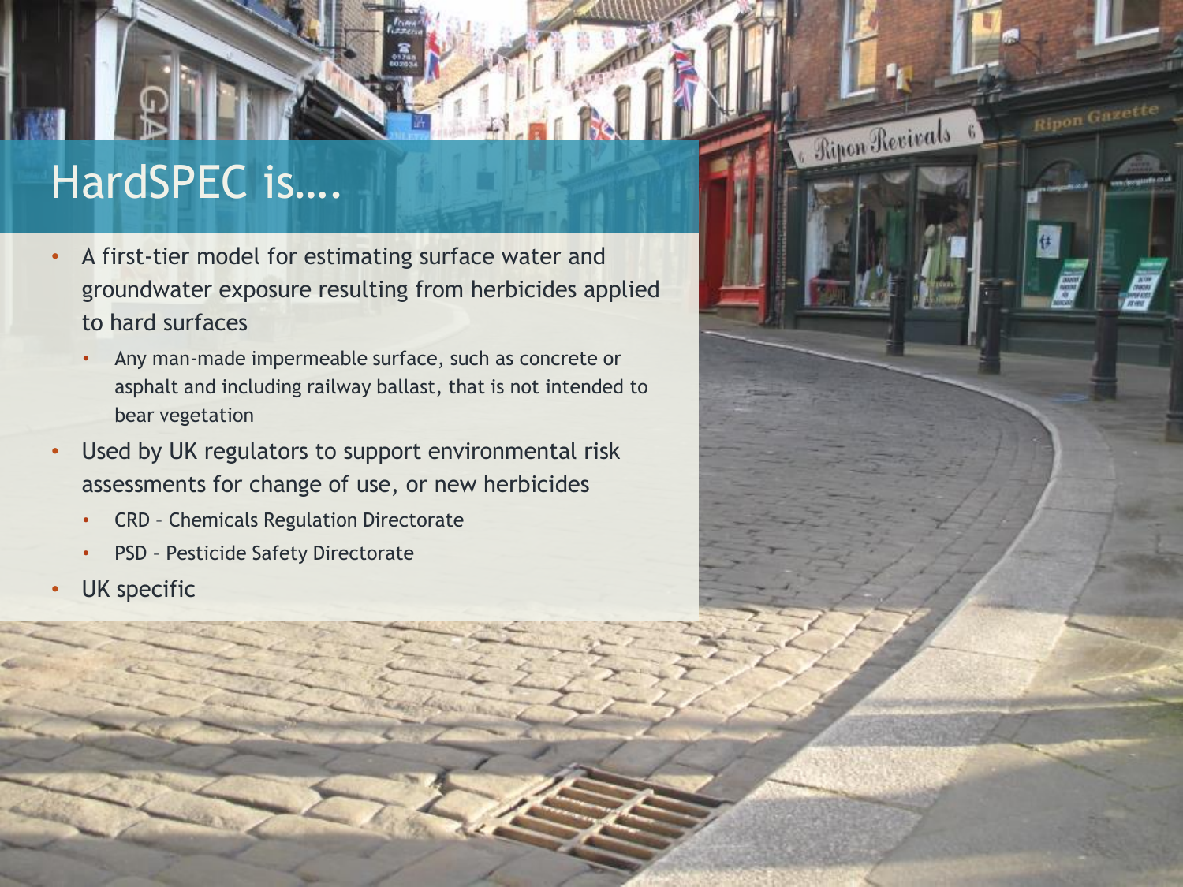# HardSPEC is….

- A first-tier model for estimating surface water and groundwater exposure resulting from herbicides applied to hard surfaces
  - Any man-made impermeable surface, such as concrete or asphalt and including railway ballast, that is not intended to bear vegetation
- Used by UK regulators to support environmental risk assessments for change of use, or new herbicides
  - CRD – Chemicals Regulation Directorate
  - PSD – Pesticide Safety Directorate
- UK specific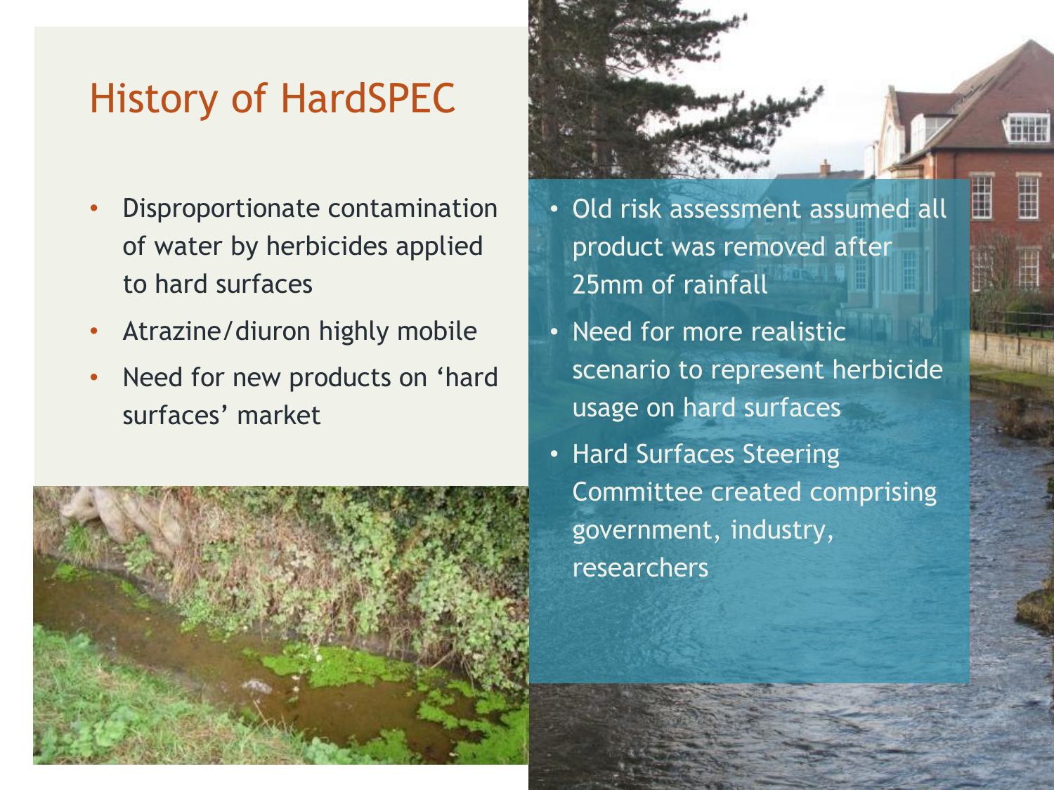# History of HardSPEC

- Disproportionate contamination of water by herbicides applied to hard surfaces
- Atrazine/diuron highly mobile
- Need for new products on 'hard surfaces' market

- Old risk assessment assumed all product was removed after 25mm of rainfall
- Need for more realistic scenario to represent herbicide usage on hard surfaces
- Hard Surfaces Steering Committee created comprising government, industry, researchers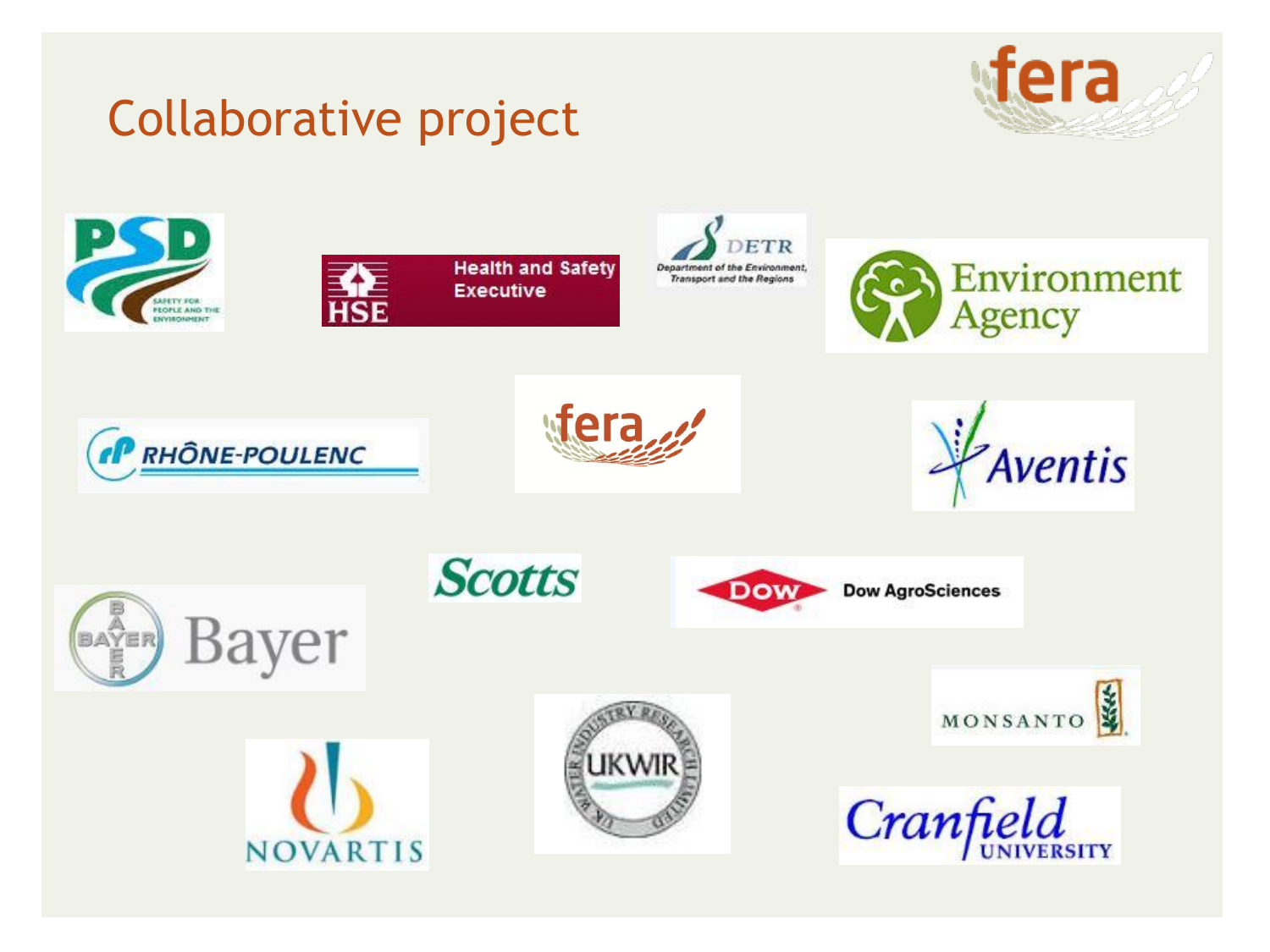# Collaborative project

fera

PSD
SAFETY FOR PEOPLE AND THE ENVIRONMENT

HSE
Health and Safety Executive

DETR
Department of the Environment, Transport and the Regions

Environment Agency

RHÔNE-POULENC

fera

Aventis

Scotts

Dow AgroSciences

Bayer

Monsanto

Novartis

UKWIR
UK Water Industry Research Limited

Cranfield University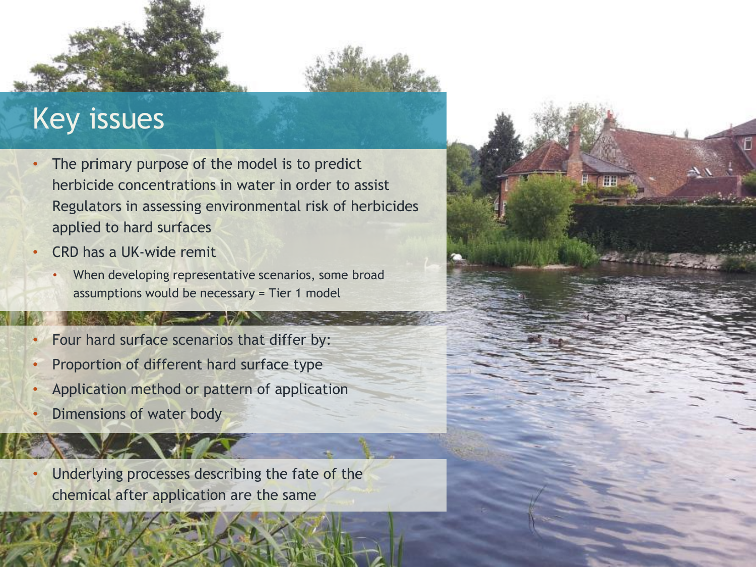# Key issues

- The primary purpose of the model is to predict herbicide concentrations in water in order to assist Regulators in assessing environmental risk of herbicides applied to hard surfaces
- CRD has a UK-wide remit
  - When developing representative scenarios, some broad assumptions would be necessary = Tier 1 model

- Four hard surface scenarios that differ by:
- Proportion of different hard surface type
- Application method or pattern of application
- Dimensions of water body

- Underlying processes describing the fate of the chemical after application are the same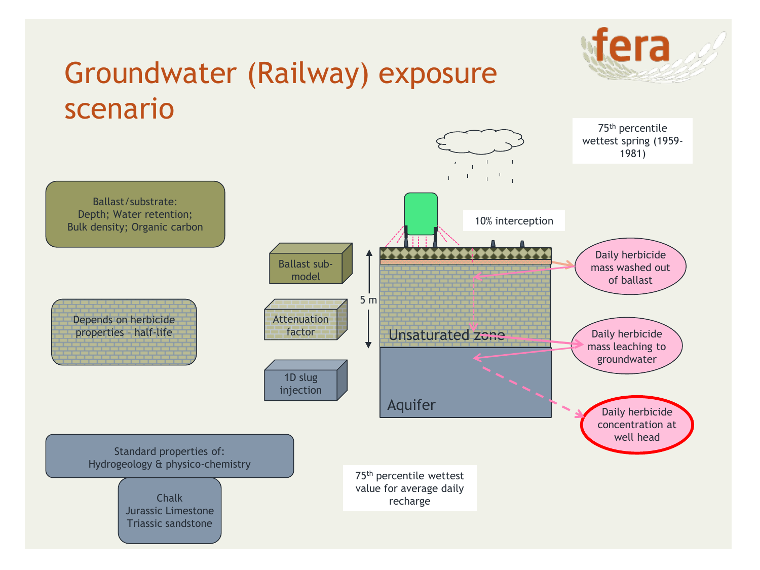# Groundwater (Railway) exposure scenario

75th percentile wettest spring (1959-1981)

10% interception

Ballast/substrate:
Depth; Water retention; Bulk density; Organic carbon

Ballast sub-model

Depends on herbicide properties - half-life

Attenuation factor

1D slug injection

5 m

Unsaturated zone

Aquifer

Daily herbicide mass washed out of ballast

Daily herbicide mass leaching to groundwater

Daily herbicide concentration at well head

Standard properties of:
Hydrogeology & physico-chemistry

Chalk
Jurassic Limestone
Triassic sandstone

75th percentile wettest value for average daily recharge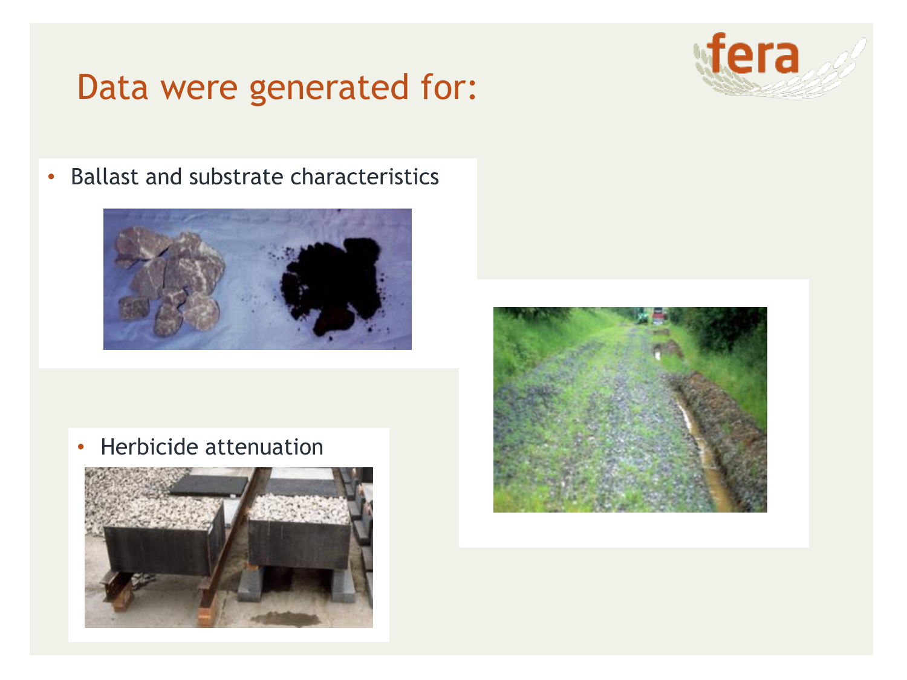# Data were generated for:

- Ballast and substrate characteristics

- Herbicide attenuation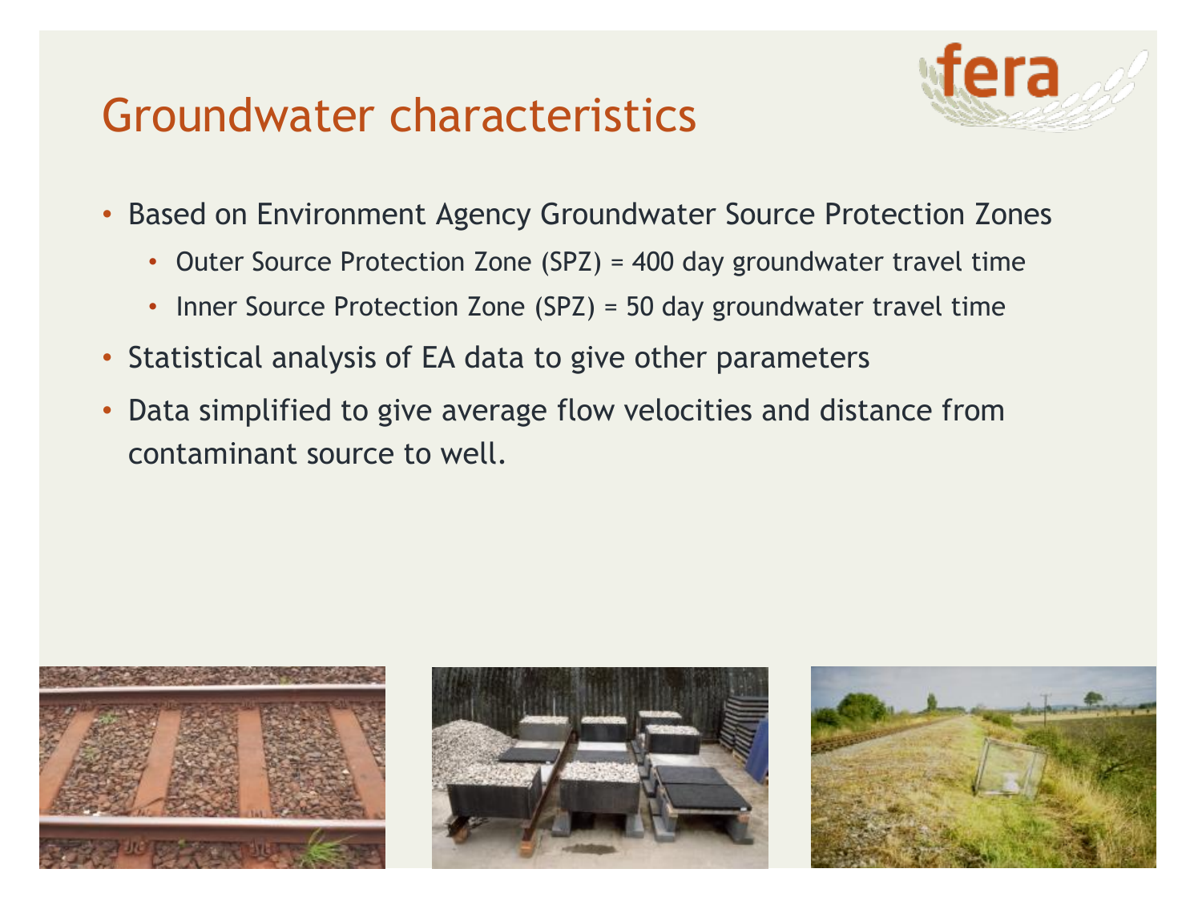# Groundwater characteristics

- Based on Environment Agency Groundwater Source Protection Zones
  - Outer Source Protection Zone (SPZ) = 400 day groundwater travel time
  - Inner Source Protection Zone (SPZ) = 50 day groundwater travel time
- Statistical analysis of EA data to give other parameters
- Data simplified to give average flow velocities and distance from contaminant source to well.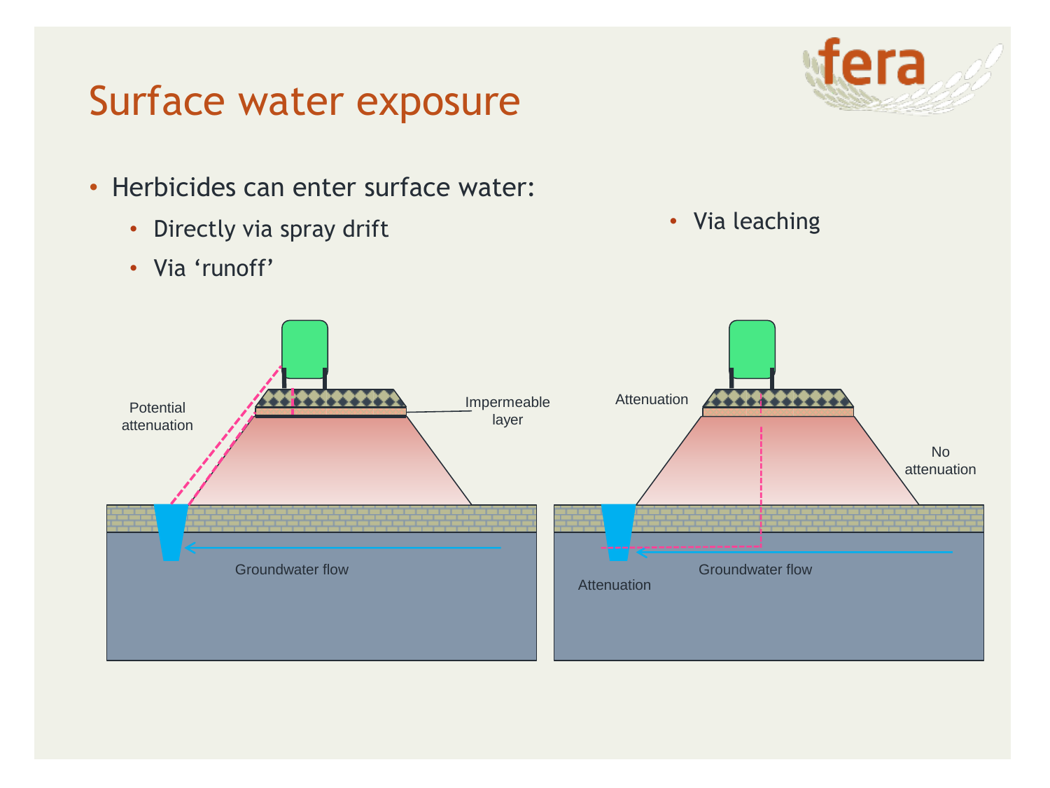# Surface water exposure

- Herbicides can enter surface water:
  - Directly via spray drift
  - Via 'runoff'
  - Via leaching

Potential attenuation

Impermeable layer

Groundwater flow

Attenuation

No attenuation

Groundwater flow

Attenuation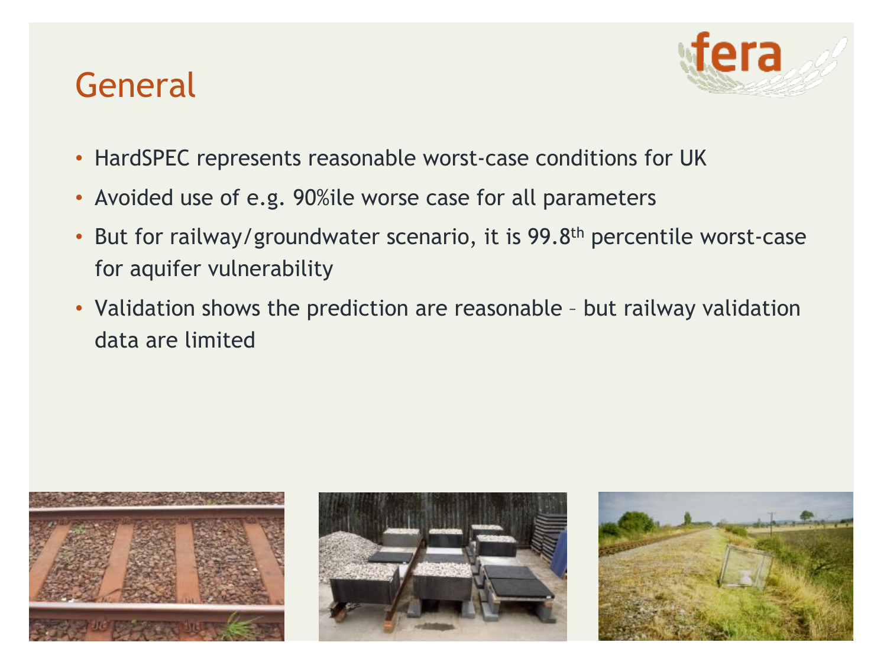# General

- HardSPEC represents reasonable worst-case conditions for UK
- Avoided use of e.g. 90%ile worse case for all parameters
- But for railway/groundwater scenario, it is 99.8$^{th}$ percentile worst-case for aquifer vulnerability
- Validation shows the prediction are reasonable – but railway validation data are limited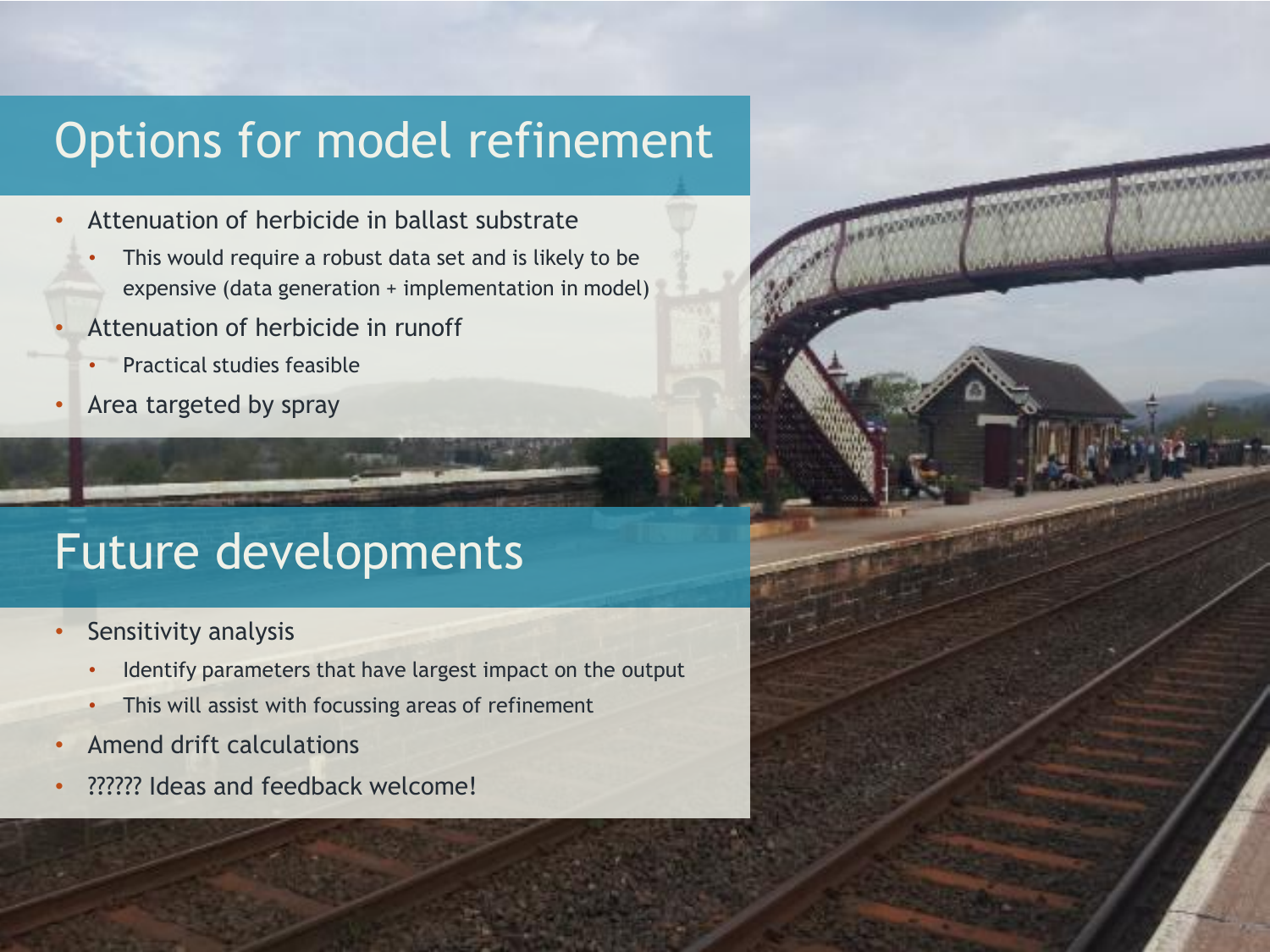# Options for model refinement

- Attenuation of herbicide in ballast substrate
  - This would require a robust data set and is likely to be expensive (data generation + implementation in model)
- Attenuation of herbicide in runoff
  - Practical studies feasible
- Area targeted by spray

# Future developments

- Sensitivity analysis
  - Identify parameters that have largest impact on the output
  - This will assist with focussing areas of refinement
- Amend drift calculations
- ?????? Ideas and feedback welcome!